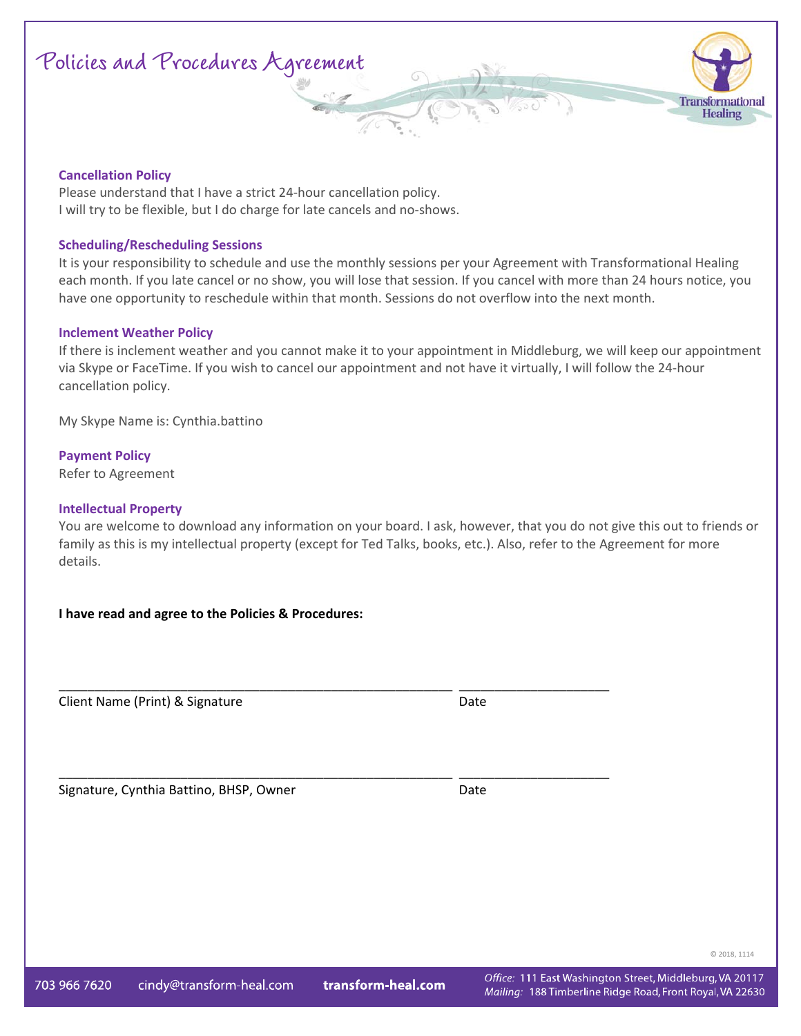# Policies and Procedures Agreement

Transformational Healing

### Cancellation Policy

Please understand that I have a strict 24-hour cancellation policy.
I will try to be flexible, but I do charge for late cancels and no-shows.

### Scheduling/Rescheduling Sessions

It is your responsibility to schedule and use the monthly sessions per your Agreement with Transformational Healing each month. If you late cancel or no show, you will lose that session. If you cancel with more than 24 hours notice, you have one opportunity to reschedule within that month. Sessions do not overflow into the next month.

### Inclement Weather Policy

If there is inclement weather and you cannot make it to your appointment in Middleburg, we will keep our appointment via Skype or FaceTime. If you wish to cancel our appointment and not have it virtually, I will follow the 24-hour cancellation policy.

My Skype Name is: Cynthia.battino

### Payment Policy

Refer to Agreement

### Intellectual Property

You are welcome to download any information on your board. I ask, however, that you do not give this out to friends or family as this is my intellectual property (except for Ted Talks, books, etc.). Also, refer to the Agreement for more details.

**I have read and agree to the Policies & Procedures:**

\_\_\_\_\_\_\_\_\_\_\_\_\_\_\_\_\_\_\_\_\_\_\_\_\_\_\_\_\_\_\_\_\_\_\_\_\_\_\_\_\_\_\_\_\_\_\_\_ \_\_\_\_\_\_\_\_\_\_\_\_\_\_\_\_\_\_\_\_

Client Name (Print) & Signature Date

\_\_\_\_\_\_\_\_\_\_\_\_\_\_\_\_\_\_\_\_\_\_\_\_\_\_\_\_\_\_\_\_\_\_\_\_\_\_\_\_\_\_\_\_\_\_\_\_ \_\_\_\_\_\_\_\_\_\_\_\_\_\_\_\_\_\_\_\_

Signature, Cynthia Battino, BHSP, Owner Date

© 2018, 1114

703 966 7620 cindy@transform-heal.com **transform-heal.com** *Office:* 111 East Washington Street, Middleburg, VA 20117 *Mailing:* 188 Timberline Ridge Road, Front Royal, VA 22630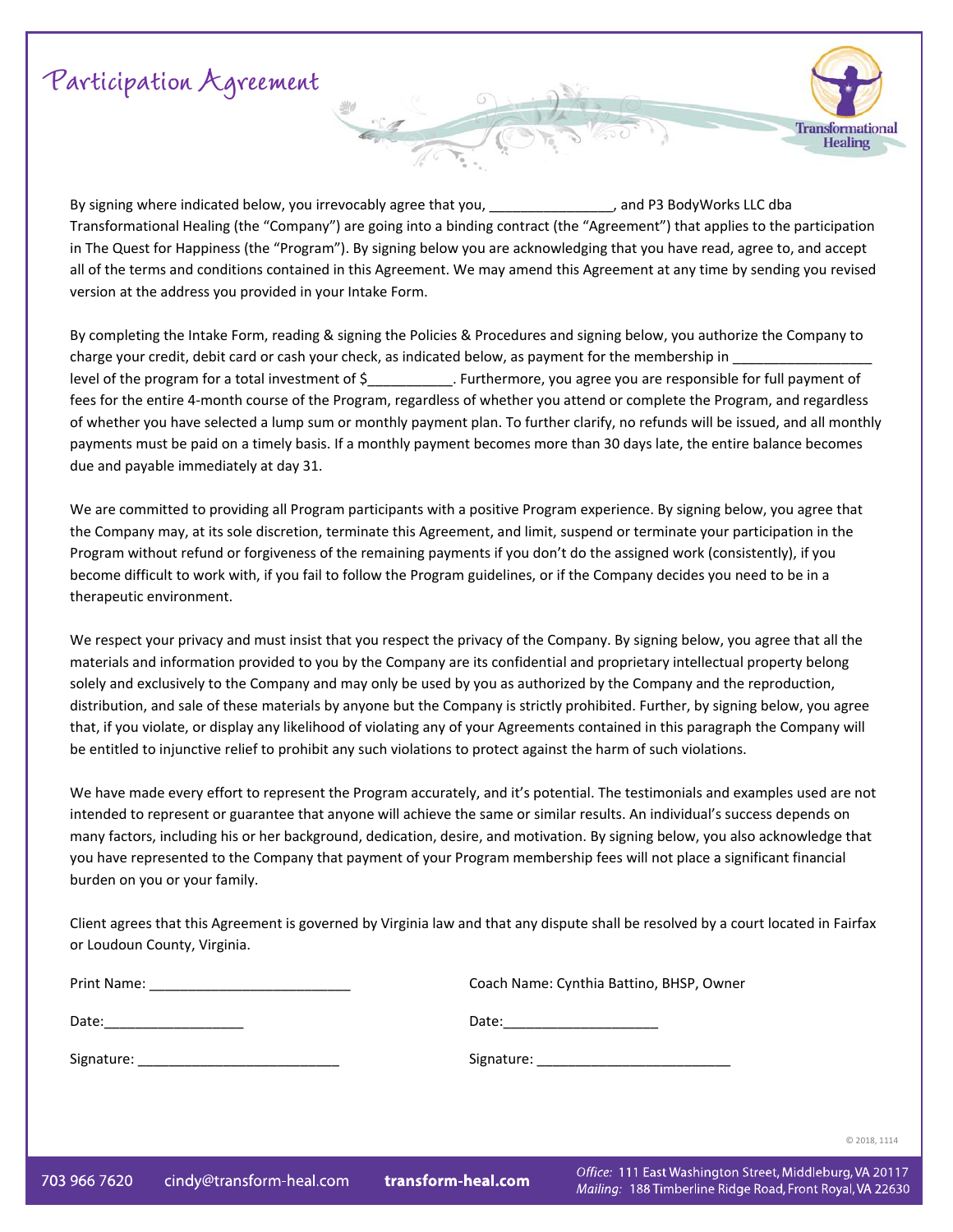# Participation Agreement

Transformational Healing

By signing where indicated below, you irrevocably agree that you, _______________, and P3 BodyWorks LLC dba Transformational Healing (the "Company") are going into a binding contract (the "Agreement") that applies to the participation in The Quest for Happiness (the "Program"). By signing below you are acknowledging that you have read, agree to, and accept all of the terms and conditions contained in this Agreement. We may amend this Agreement at any time by sending you revised version at the address you provided in your Intake Form.

By completing the Intake Form, reading & signing the Policies & Procedures and signing below, you authorize the Company to charge your credit, debit card or cash your check, as indicated below, as payment for the membership in _________________ level of the program for a total investment of $__________. Furthermore, you agree you are responsible for full payment of fees for the entire 4-month course of the Program, regardless of whether you attend or complete the Program, and regardless of whether you have selected a lump sum or monthly payment plan. To further clarify, no refunds will be issued, and all monthly payments must be paid on a timely basis. If a monthly payment becomes more than 30 days late, the entire balance becomes due and payable immediately at day 31.

We are committed to providing all Program participants with a positive Program experience. By signing below, you agree that the Company may, at its sole discretion, terminate this Agreement, and limit, suspend or terminate your participation in the Program without refund or forgiveness of the remaining payments if you don't do the assigned work (consistently), if you become difficult to work with, if you fail to follow the Program guidelines, or if the Company decides you need to be in a therapeutic environment.

We respect your privacy and must insist that you respect the privacy of the Company. By signing below, you agree that all the materials and information provided to you by the Company are its confidential and proprietary intellectual property belong solely and exclusively to the Company and may only be used by you as authorized by the Company and the reproduction, distribution, and sale of these materials by anyone but the Company is strictly prohibited. Further, by signing below, you agree that, if you violate, or display any likelihood of violating any of your Agreements contained in this paragraph the Company will be entitled to injunctive relief to prohibit any such violations to protect against the harm of such violations.

We have made every effort to represent the Program accurately, and it's potential. The testimonials and examples used are not intended to represent or guarantee that anyone will achieve the same or similar results. An individual's success depends on many factors, including his or her background, dedication, desire, and motivation. By signing below, you also acknowledge that you have represented to the Company that payment of your Program membership fees will not place a significant financial burden on you or your family.

Client agrees that this Agreement is governed by Virginia law and that any dispute shall be resolved by a court located in Fairfax or Loudoun County, Virginia.

Print Name: ________________________

Date: ________________

Signature: ________________________

Coach Name: Cynthia Battino, BHSP, Owner

Date: ___________________

Signature: _______________________

© 2018, 1114

703 966 7620 cindy@transform-heal.com **transform-heal.com** *Office:* 111 East Washington Street, Middleburg, VA 20117 *Mailing:* 188 Timberline Ridge Road, Front Royal, VA 22630